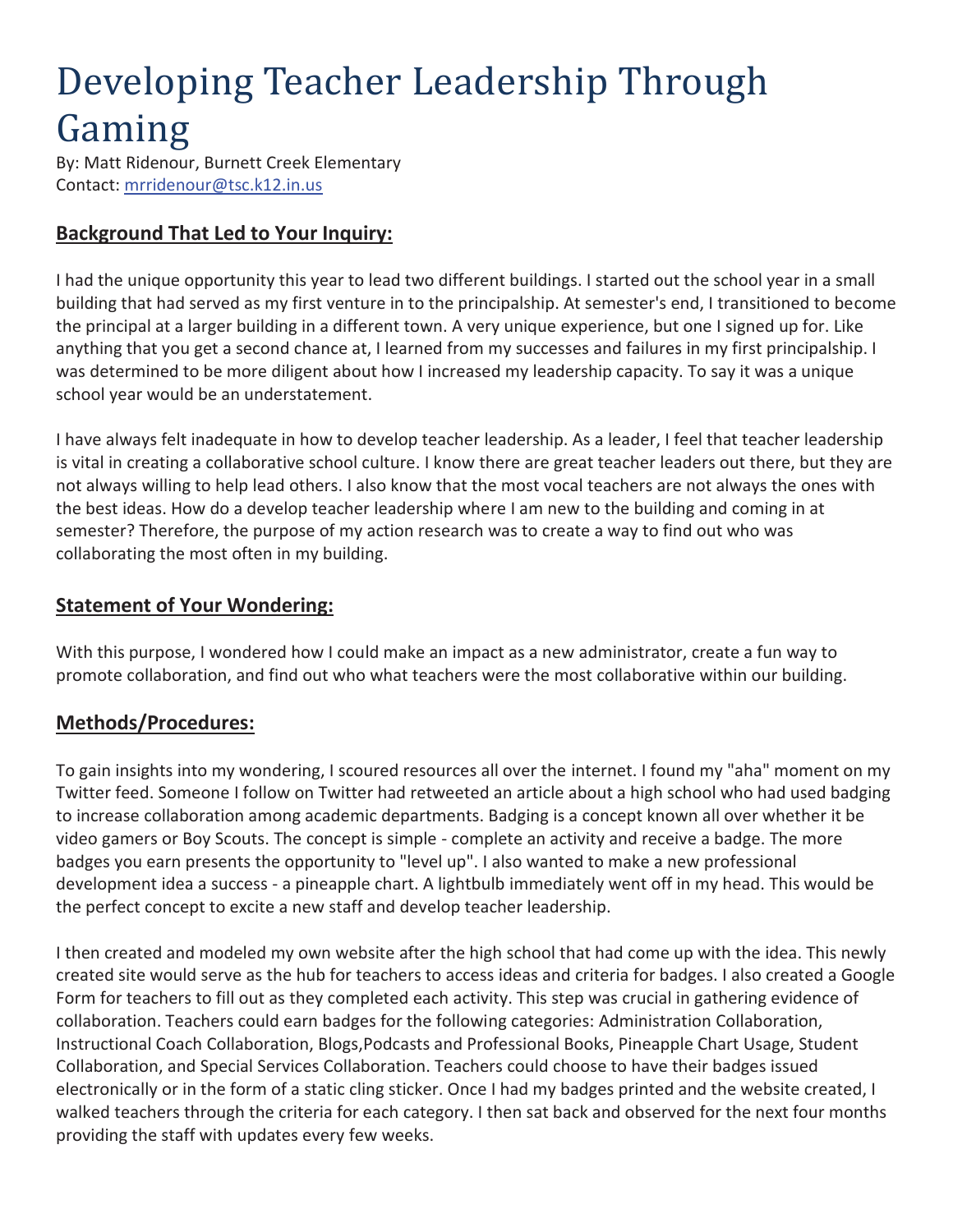# Developing Teacher Leadership Through Gaming

By: Matt Ridenour, Burnett Creek Elementary
Contact: mrridenour@tsc.k12.in.us

## Background That Led to Your Inquiry:

I had the unique opportunity this year to lead two different buildings. I started out the school year in a small building that had served as my first venture in to the principalship. At semester's end, I transitioned to become the principal at a larger building in a different town. A very unique experience, but one I signed up for. Like anything that you get a second chance at, I learned from my successes and failures in my first principalship. I was determined to be more diligent about how I increased my leadership capacity. To say it was a unique school year would be an understatement.

I have always felt inadequate in how to develop teacher leadership. As a leader, I feel that teacher leadership is vital in creating a collaborative school culture. I know there are great teacher leaders out there, but they are not always willing to help lead others. I also know that the most vocal teachers are not always the ones with the best ideas. How do a develop teacher leadership where I am new to the building and coming in at semester? Therefore, the purpose of my action research was to create a way to find out who was collaborating the most often in my building.

## Statement of Your Wondering:

With this purpose, I wondered how I could make an impact as a new administrator, create a fun way to promote collaboration, and find out who what teachers were the most collaborative within our building.

## Methods/Procedures:

To gain insights into my wondering, I scoured resources all over the internet. I found my "aha" moment on my Twitter feed. Someone I follow on Twitter had retweeted an article about a high school who had used badging to increase collaboration among academic departments. Badging is a concept known all over whether it be video gamers or Boy Scouts. The concept is simple - complete an activity and receive a badge. The more badges you earn presents the opportunity to "level up". I also wanted to make a new professional development idea a success - a pineapple chart. A lightbulb immediately went off in my head. This would be the perfect concept to excite a new staff and develop teacher leadership.

I then created and modeled my own website after the high school that had come up with the idea. This newly created site would serve as the hub for teachers to access ideas and criteria for badges. I also created a Google Form for teachers to fill out as they completed each activity. This step was crucial in gathering evidence of collaboration. Teachers could earn badges for the following categories: Administration Collaboration, Instructional Coach Collaboration, Blogs,Podcasts and Professional Books, Pineapple Chart Usage, Student Collaboration, and Special Services Collaboration. Teachers could choose to have their badges issued electronically or in the form of a static cling sticker. Once I had my badges printed and the website created, I walked teachers through the criteria for each category. I then sat back and observed for the next four months providing the staff with updates every few weeks.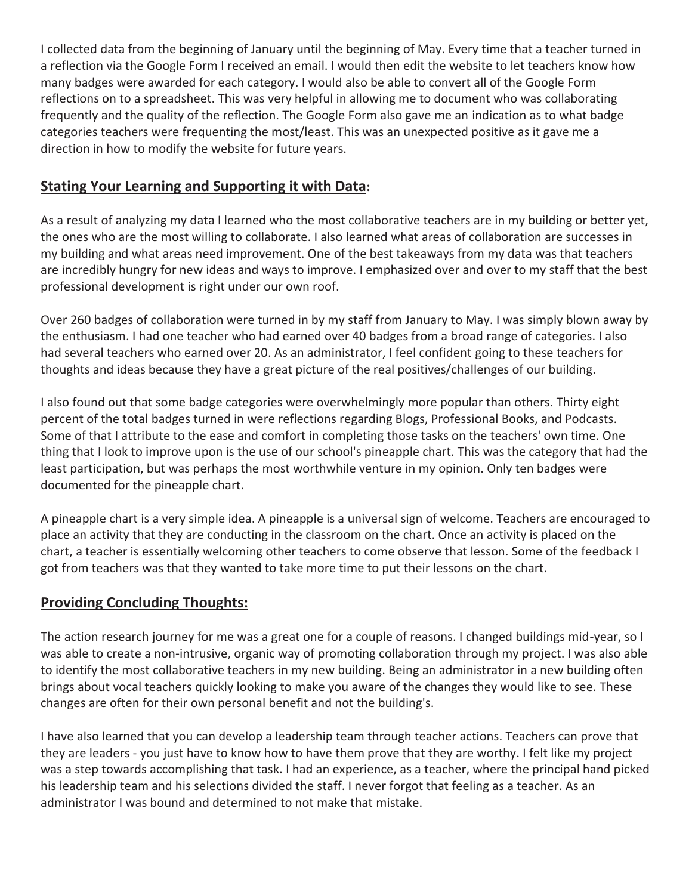I collected data from the beginning of January until the beginning of May. Every time that a teacher turned in a reflection via the Google Form I received an email. I would then edit the website to let teachers know how many badges were awarded for each category. I would also be able to convert all of the Google Form reflections on to a spreadsheet. This was very helpful in allowing me to document who was collaborating frequently and the quality of the reflection. The Google Form also gave me an indication as to what badge categories teachers were frequenting the most/least. This was an unexpected positive as it gave me a direction in how to modify the website for future years.

## **Stating Your Learning and Supporting it with Data:**

As a result of analyzing my data I learned who the most collaborative teachers are in my building or better yet, the ones who are the most willing to collaborate. I also learned what areas of collaboration are successes in my building and what areas need improvement. One of the best takeaways from my data was that teachers are incredibly hungry for new ideas and ways to improve. I emphasized over and over to my staff that the best professional development is right under our own roof.

Over 260 badges of collaboration were turned in by my staff from January to May. I was simply blown away by the enthusiasm. I had one teacher who had earned over 40 badges from a broad range of categories. I also had several teachers who earned over 20. As an administrator, I feel confident going to these teachers for thoughts and ideas because they have a great picture of the real positives/challenges of our building.

I also found out that some badge categories were overwhelmingly more popular than others. Thirty eight percent of the total badges turned in were reflections regarding Blogs, Professional Books, and Podcasts. Some of that I attribute to the ease and comfort in completing those tasks on the teachers' own time. One thing that I look to improve upon is the use of our school's pineapple chart. This was the category that had the least participation, but was perhaps the most worthwhile venture in my opinion. Only ten badges were documented for the pineapple chart.

A pineapple chart is a very simple idea. A pineapple is a universal sign of welcome. Teachers are encouraged to place an activity that they are conducting in the classroom on the chart. Once an activity is placed on the chart, a teacher is essentially welcoming other teachers to come observe that lesson. Some of the feedback I got from teachers was that they wanted to take more time to put their lessons on the chart.

## **Providing Concluding Thoughts:**

The action research journey for me was a great one for a couple of reasons. I changed buildings mid-year, so I was able to create a non-intrusive, organic way of promoting collaboration through my project. I was also able to identify the most collaborative teachers in my new building. Being an administrator in a new building often brings about vocal teachers quickly looking to make you aware of the changes they would like to see. These changes are often for their own personal benefit and not the building's.

I have also learned that you can develop a leadership team through teacher actions. Teachers can prove that they are leaders - you just have to know how to have them prove that they are worthy. I felt like my project was a step towards accomplishing that task. I had an experience, as a teacher, where the principal hand picked his leadership team and his selections divided the staff. I never forgot that feeling as a teacher. As an administrator I was bound and determined to not make that mistake.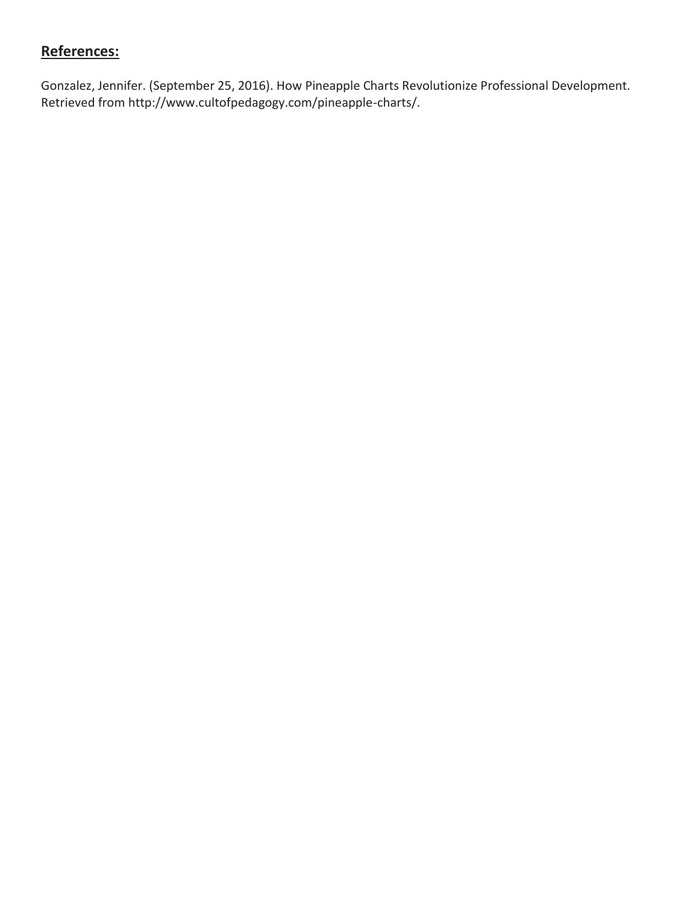## **References:**

Gonzalez, Jennifer. (September 25, 2016). How Pineapple Charts Revolutionize Professional Development. Retrieved from http://www.cultofpedagogy.com/pineapple-charts/.